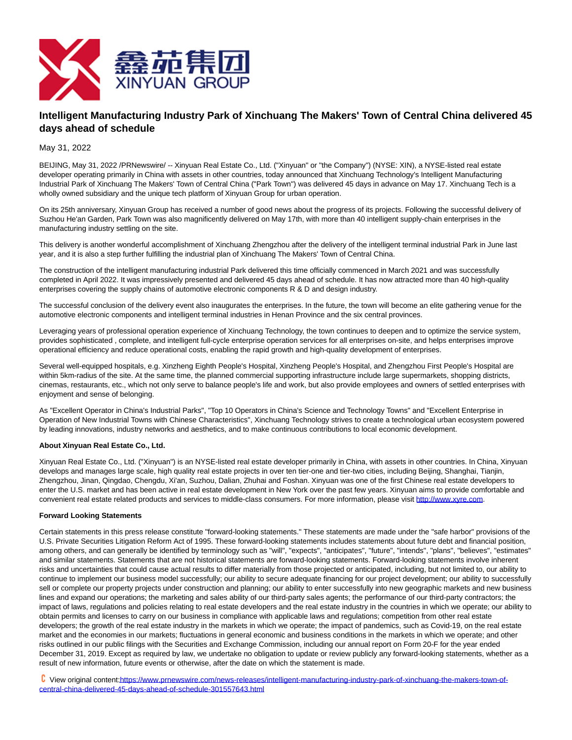# Intelligent Manufacturing Industry Park of Xinchuang The Makers' Town of Central China delivered 45 days ahead of schedule

May 31, 2022

BEIJING, May 31, 2022 /PRNewswire/ -- Xinyuan Real Estate Co., Ltd. ("Xinyuan" or "the Company") (NYSE: XIN), a NYSE-listed real estate developer operating primarily in China with assets in other countries, today announced that Xinchuang Technology's Intelligent Manufacturing Industrial Park of Xinchuang The Makers' Town of Central China ("Park Town") was delivered 45 days in advance on May 17. Xinchuang Tech is a wholly owned subsidiary and the unique tech platform of Xinyuan Group for urban operation.

On its 25th anniversary, Xinyuan Group has received a number of good news about the progress of its projects. Following the successful delivery of Suzhou He'an Garden, Park Town was also magnificently delivered on May 17th, with more than 40 intelligent supply-chain enterprises in the manufacturing industry settling on the site.

This delivery is another wonderful accomplishment of Xinchuang Zhengzhou after the delivery of the intelligent terminal industrial Park in June last year, and it is also a step further fulfilling the industrial plan of Xinchuang The Makers' Town of Central China.

The construction of the intelligent manufacturing industrial Park delivered this time officially commenced in March 2021 and was successfully completed in April 2022. It was impressively presented and delivered 45 days ahead of schedule. It has now attracted more than 40 high-quality enterprises covering the supply chains of automotive electronic components R & D and design industry.

The successful conclusion of the delivery event also inaugurates the enterprises. In the future, the town will become an elite gathering venue for the automotive electronic components and intelligent terminal industries in Henan Province and the six central provinces.

Leveraging years of professional operation experience of Xinchuang Technology, the town continues to deepen and to optimize the service system, provides sophisticated , complete, and intelligent full-cycle enterprise operation services for all enterprises on-site, and helps enterprises improve operational efficiency and reduce operational costs, enabling the rapid growth and high-quality development of enterprises.

Several well-equipped hospitals, e.g. Xinzheng Eighth People's Hospital, Xinzheng People's Hospital, and Zhengzhou First People's Hospital are within 5km-radius of the site. At the same time, the planned commercial supporting infrastructure include large supermarkets, shopping districts, cinemas, restaurants, etc., which not only serve to balance people's life and work, but also provide employees and owners of settled enterprises with enjoyment and sense of belonging.

As "Excellent Operator in China's Industrial Parks", "Top 10 Operators in China's Science and Technology Towns" and "Excellent Enterprise in Operation of New Industrial Towns with Chinese Characteristics", Xinchuang Technology strives to create a technological urban ecosystem powered by leading innovations, industry networks and aesthetics, and to make continuous contributions to local economic development.

**About Xinyuan Real Estate Co., Ltd.**

Xinyuan Real Estate Co., Ltd. ("Xinyuan") is an NYSE-listed real estate developer primarily in China, with assets in other countries. In China, Xinyuan develops and manages large scale, high quality real estate projects in over ten tier-one and tier-two cities, including Beijing, Shanghai, Tianjin, Zhengzhou, Jinan, Qingdao, Chengdu, Xi'an, Suzhou, Dalian, Zhuhai and Foshan. Xinyuan was one of the first Chinese real estate developers to enter the U.S. market and has been active in real estate development in New York over the past few years. Xinyuan aims to provide comfortable and convenient real estate related products and services to middle-class consumers. For more information, please visit http://www.xyre.com.

**Forward Looking Statements**

Certain statements in this press release constitute "forward-looking statements." These statements are made under the "safe harbor" provisions of the U.S. Private Securities Litigation Reform Act of 1995. These forward-looking statements includes statements about future debt and financial position, among others, and can generally be identified by terminology such as "will", "expects", "anticipates", "future", "intends", "plans", "believes", "estimates" and similar statements. Statements that are not historical statements are forward-looking statements. Forward-looking statements involve inherent risks and uncertainties that could cause actual results to differ materially from those projected or anticipated, including, but not limited to, our ability to continue to implement our business model successfully; our ability to secure adequate financing for our project development; our ability to successfully sell or complete our property projects under construction and planning; our ability to enter successfully into new geographic markets and new business lines and expand our operations; the marketing and sales ability of our third-party sales agents; the performance of our third-party contractors; the impact of laws, regulations and policies relating to real estate developers and the real estate industry in the countries in which we operate; our ability to obtain permits and licenses to carry on our business in compliance with applicable laws and regulations; competition from other real estate developers; the growth of the real estate industry in the markets in which we operate; the impact of pandemics, such as Covid-19, on the real estate market and the economies in our markets; fluctuations in general economic and business conditions in the markets in which we operate; and other risks outlined in our public filings with the Securities and Exchange Commission, including our annual report on Form 20-F for the year ended December 31, 2019. Except as required by law, we undertake no obligation to update or review publicly any forward-looking statements, whether as a result of new information, future events or otherwise, after the date on which the statement is made.

View original content:https://www.prnewswire.com/news-releases/intelligent-manufacturing-industry-park-of-xinchuang-the-makers-town-of-central-china-delivered-45-days-ahead-of-schedule-301557643.html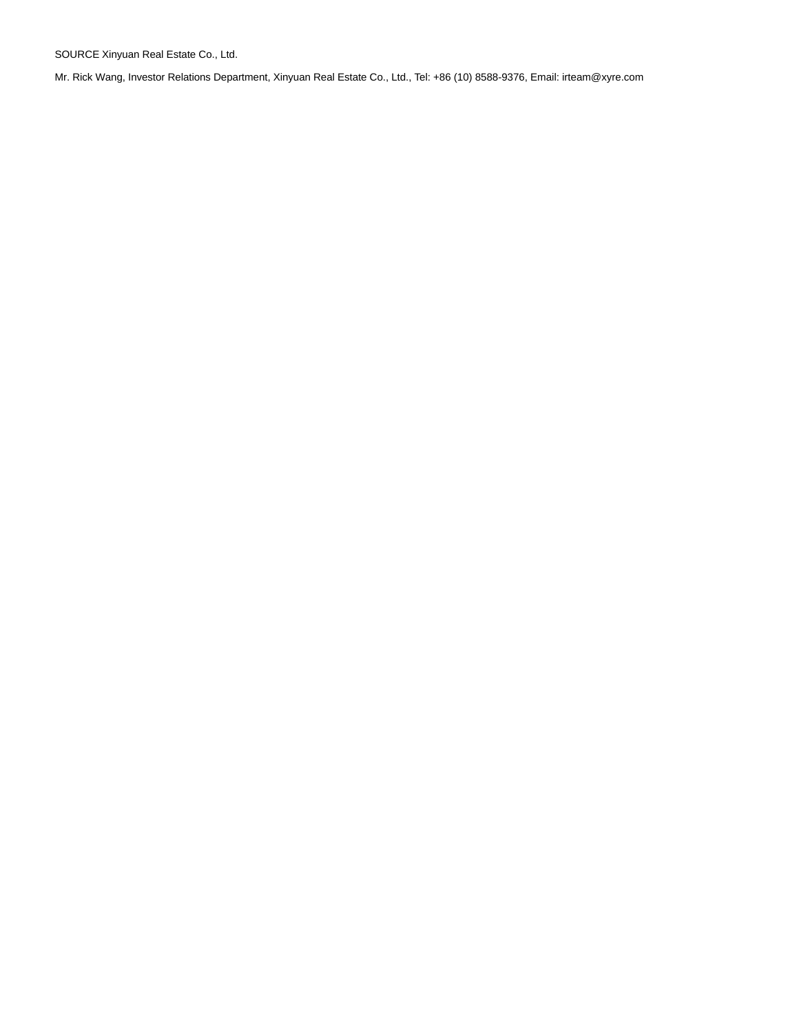SOURCE Xinyuan Real Estate Co., Ltd.

Mr. Rick Wang, Investor Relations Department, Xinyuan Real Estate Co., Ltd., Tel: +86 (10) 8588-9376, Email: irteam@xyre.com